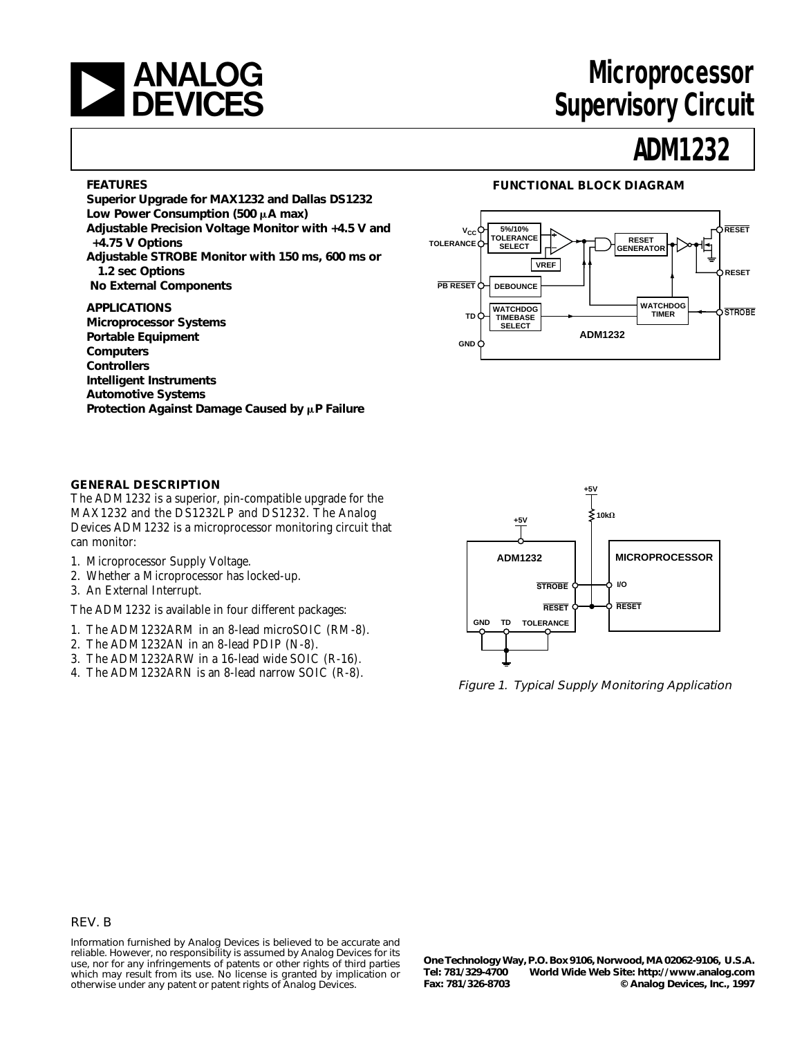# Microprocessor Supervisory Circuit

# ADM1232

## FEATURES

**Superior Upgrade for MAX1232 and Dallas DS1232**
**Low Power Consumption (500 μA max)**
**Adjustable Precision Voltage Monitor with +4.5 V and +4.75 V Options**
**Adjustable STROBE Monitor with 150 ms, 600 ms or 1.2 sec Options**
**No External Components**

## APPLICATIONS

**Microprocessor Systems**
**Portable Equipment**
**Computers**
**Controllers**
**Intelligent Instruments**
**Automotive Systems**
**Protection Against Damage Caused by μP Failure**

## FUNCTIONAL BLOCK DIAGRAM

## GENERAL DESCRIPTION

The ADM1232 is a superior, pin-compatible upgrade for the MAX1232 and the DS1232LP and DS1232. The Analog Devices ADM1232 is a microprocessor monitoring circuit that can monitor:

1. Microprocessor Supply Voltage.
2. Whether a Microprocessor has locked-up.
3. An External Interrupt.

The ADM1232 is available in four different packages:

1. The ADM1232ARM in an 8-lead microSOIC (RM-8).
2. The ADM1232AN in an 8-lead PDIP (N-8).
3. The ADM1232ARW in a 16-lead wide SOIC (R-16).
4. The ADM1232ARN is an 8-lead narrow SOIC (R-8).

*Figure 1. Typical Supply Monitoring Application*

REV. B

Information furnished by Analog Devices is believed to be accurate and reliable. However, no responsibility is assumed by Analog Devices for its use, nor for any infringements of patents or other rights of third parties which may result from its use. No license is granted by implication or otherwise under any patent or patent rights of Analog Devices.

One Technology Way, P.O. Box 9106, Norwood, MA 02062-9106, U.S.A.
Tel: 781/329-4700 World Wide Web Site: http://www.analog.com
Fax: 781/326-8703 © Analog Devices, Inc., 1997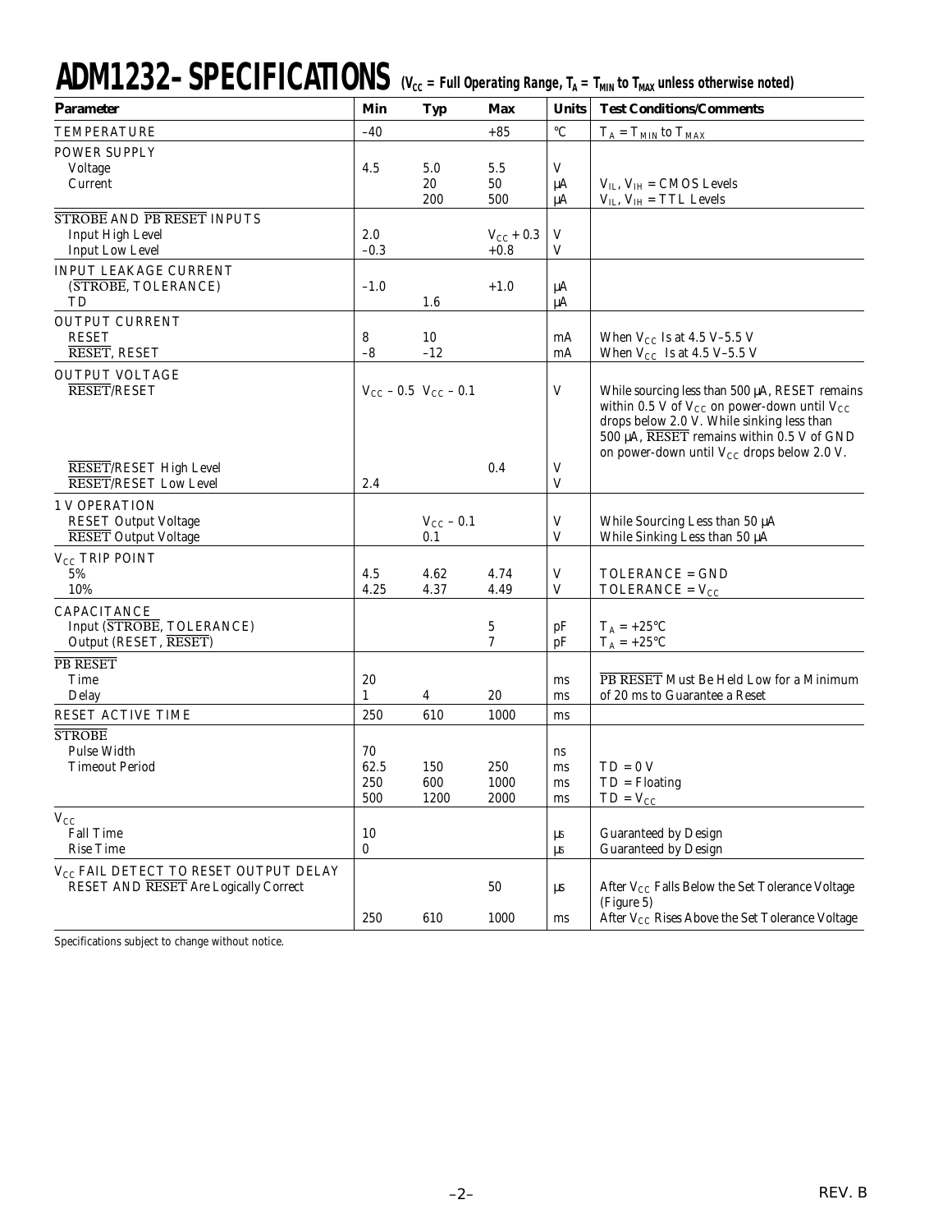# ADM1232–SPECIFICATIONS ($V_{CC}$ = Full Operating Range, $T_A$ = $T_{MIN}$ to $T_{MAX}$ unless otherwise noted)

| Parameter | Min | Typ | Max | Units | Test Conditions/Comments |
|---|---|---|---|---|---|
| TEMPERATURE | –40 | | +85 | °C | $T_A = T_{MIN}$ to $T_{MAX}$ |
| POWER SUPPLY | | | | | |
| Voltage | 4.5 | 5.0 | 5.5 | V | |
| Current | | 20 | 50 | µA | $V_{IL}$, $V_{IH}$ = CMOS Levels |
| | | 200 | 500 | µA | $V_{IL}$, $V_{IH}$ = TTL Levels |
| $\overline{\text{STROBE}}$ AND $\overline{\text{PB RESET}}$ INPUTS | | | | | |
| Input High Level | 2.0 | | $V_{CC}$ + 0.3 | V | |
| Input Low Level | –0.3 | | +0.8 | V | |
| INPUT LEAKAGE CURRENT | | | | | |
| ($\overline{\text{STROBE}}$, TOLERANCE) | –1.0 | | +1.0 | µA | |
| TD | | 1.6 | | µA | |
| OUTPUT CURRENT | | | | | |
| RESET | 8 | 10 | | mA | When $V_{CC}$ Is at 4.5 V–5.5 V |
| $\overline{\text{RESET}}$, RESET | –8 | –12 | | mA | When $V_{CC}$ Is at 4.5 V–5.5 V |
| OUTPUT VOLTAGE | | | | | |
| $\overline{\text{RESET}}$/RESET | $V_{CC}$ – 0.5 | $V_{CC}$ – 0.1 | | V | While sourcing less than 500 µA, RESET remains within 0.5 V of $V_{CC}$ on power-down until $V_{CC}$ drops below 2.0 V. While sinking less than 500 µA, $\overline{\text{RESET}}$ remains within 0.5 V of GND on power-down until $V_{CC}$ drops below 2.0 V. |
| $\overline{\text{RESET}}$/RESET High Level | | | 0.4 | V | |
| $\overline{\text{RESET}}$/RESET Low Level | 2.4 | | | V | |
| 1 V OPERATION | | | | | |
| RESET Output Voltage | | $V_{CC}$ – 0.1 | | V | While Sourcing Less than 50 µA |
| $\overline{\text{RESET}}$ Output Voltage | | 0.1 | | V | While Sinking Less than 50 µA |
| $V_{CC}$ TRIP POINT | | | | | |
| 5% | 4.5 | 4.62 | 4.74 | V | TOLERANCE = GND |
| 10% | 4.25 | 4.37 | 4.49 | V | TOLERANCE = $V_{CC}$ |
| CAPACITANCE | | | | | |
| Input ($\overline{\text{STROBE}}$, TOLERANCE) | | | 5 | pF | $T_A$ = +25°C |
| Output (RESET, $\overline{\text{RESET}}$) | | | 7 | pF | $T_A$ = +25°C |
| $\overline{\text{PB RESET}}$ | | | | | |
| Time | 20 | | | ms | $\overline{\text{PB RESET}}$ Must Be Held Low for a Minimum |
| Delay | 1 | 4 | 20 | ms | of 20 ms to Guarantee a Reset |
| RESET ACTIVE TIME | 250 | 610 | 1000 | ms | |
| $\overline{\text{STROBE}}$ | | | | | |
| Pulse Width | 70 | | | ns | |
| Timeout Period | 62.5 | 150 | 250 | ms | TD = 0 V |
| | 250 | 600 | 1000 | ms | TD = Floating |
| | 500 | 1200 | 2000 | ms | TD = $V_{CC}$ |
| $V_{CC}$ | | | | | |
| Fall Time | 10 | | | µs | Guaranteed by Design |
| Rise Time | 0 | | | µs | Guaranteed by Design |
| $V_{CC}$ FAIL DETECT TO RESET OUTPUT DELAY | | | | | |
| RESET AND $\overline{\text{RESET}}$ Are Logically Correct | | | 50 | µs | After $V_{CC}$ Falls Below the Set Tolerance Voltage (Figure 5) |
| | 250 | 610 | 1000 | ms | After $V_{CC}$ Rises Above the Set Tolerance Voltage |

Specifications subject to change without notice.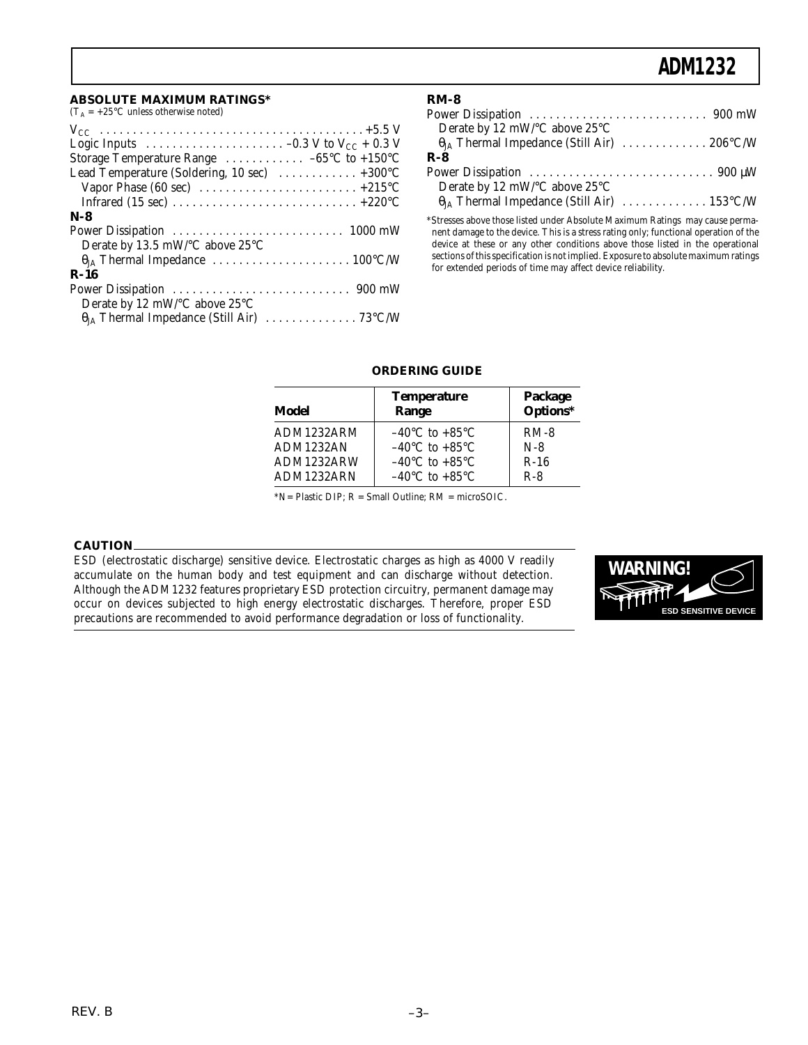## ABSOLUTE MAXIMUM RATINGS*

($T_A$ = +25°C unless otherwise noted)

$V_{CC}$ . . . . . . . . . . . . . . . . . . . . . . . . . . . . . . . . . . . . . . . . +5.5 V
Logic Inputs . . . . . . . . . . . . . . . . . . . . . –0.3 V to $V_{CC}$ + 0.3 V
Storage Temperature Range . . . . . . . . . . . . –65°C to +150°C
Lead Temperature (Soldering, 10 sec) . . . . . . . . . . . . +300°C
Vapor Phase (60 sec) . . . . . . . . . . . . . . . . . . . . . . . . +215°C
Infrared (15 sec) . . . . . . . . . . . . . . . . . . . . . . . . . . . . +220°C

**N-8**
Power Dissipation . . . . . . . . . . . . . . . . . . . . . . . . . . 1000 mW
Derate by 13.5 mW/°C above 25°C
$\theta_{JA}$ Thermal Impedance . . . . . . . . . . . . . . . . . . . . . 100°C/W

**R-16**
Power Dissipation . . . . . . . . . . . . . . . . . . . . . . . . . . . 900 mW
Derate by 12 mW/°C above 25°C
$\theta_{JA}$ Thermal Impedance (Still Air) . . . . . . . . . . . . . . 73°C/W

**RM-8**
Power Dissipation . . . . . . . . . . . . . . . . . . . . . . . . . . . 900 mW
Derate by 12 mW/°C above 25°C
$\theta_{JA}$ Thermal Impedance (Still Air) . . . . . . . . . . . . . 206°C/W

**R-8**
Power Dissipation . . . . . . . . . . . . . . . . . . . . . . . . . . . 900 µW
Derate by 12 mW/°C above 25°C
$\theta_{JA}$ Thermal Impedance (Still Air) . . . . . . . . . . . . . 153°C/W

*Stresses above those listed under Absolute Maximum Ratings may cause permanent damage to the device. This is a stress rating only; functional operation of the device at these or any other conditions above those listed in the operational sections of this specification is not implied. Exposure to absolute maximum ratings for extended periods of time may affect device reliability.

## ORDERING GUIDE

| Model | Temperature Range | Package Options* |
|---|---|---|
| ADM1232ARM | –40°C to +85°C | RM-8 |
| ADM1232AN | –40°C to +85°C | N-8 |
| ADM1232ARW | –40°C to +85°C | R-16 |
| ADM1232ARN | –40°C to +85°C | R-8 |

*N = Plastic DIP; R = Small Outline; RM = microSOIC.

## CAUTION

ESD (electrostatic discharge) sensitive device. Electrostatic charges as high as 4000 V readily accumulate on the human body and test equipment and can discharge without detection. Although the ADM1232 features proprietary ESD protection circuitry, permanent damage may occur on devices subjected to high energy electrostatic discharges. Therefore, proper ESD precautions are recommended to avoid performance degradation or loss of functionality.

WARNING! ESD SENSITIVE DEVICE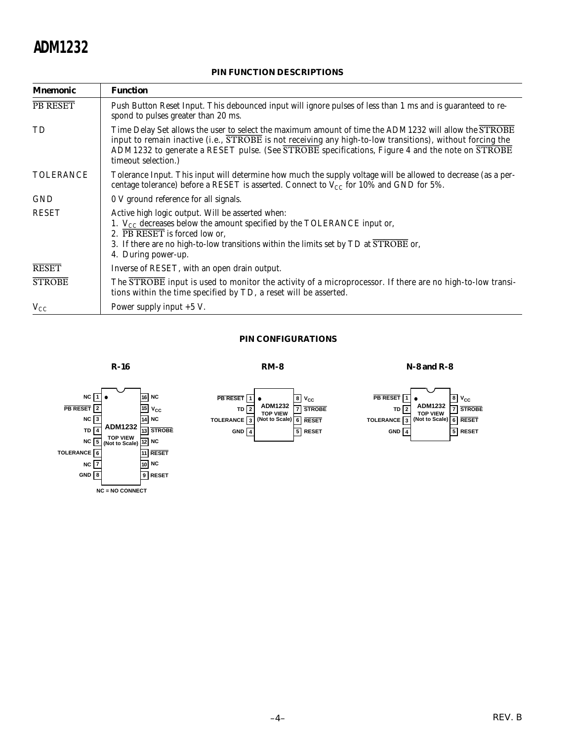## PIN FUNCTION DESCRIPTIONS

| Mnemonic | Function |
|---|---|
| $\overline{\text{PB RESET}}$ | Push Button Reset Input. This debounced input will ignore pulses of less than 1 ms and is guaranteed to respond to pulses greater than 20 ms. |
| TD | Time Delay Set allows the user to select the maximum amount of time the ADM1232 will allow the $\overline{\text{STROBE}}$ input to remain inactive (i.e., $\overline{\text{STROBE}}$ is not receiving any high-to-low transitions), without forcing the ADM1232 to generate a RESET pulse. (See $\overline{\text{STROBE}}$ specifications, Figure 4 and the note on $\overline{\text{STROBE}}$ timeout selection.) |
| TOLERANCE | Tolerance Input. This input will determine how much the supply voltage will be allowed to decrease (as a percentage tolerance) before a RESET is asserted. Connect to $V_{CC}$ for 10% and GND for 5%. |
| GND | 0 V ground reference for all signals. |
| RESET | Active high logic output. Will be asserted when:<br>1. $V_{CC}$ decreases below the amount specified by the TOLERANCE input or,<br>2. $\overline{\text{PB RESET}}$ is forced low or,<br>3. If there are no high-to-low transitions within the limits set by TD at $\overline{\text{STROBE}}$ or,<br>4. During power-up. |
| $\overline{\text{RESET}}$ | Inverse of RESET, with an open drain output. |
| $\overline{\text{STROBE}}$ | The $\overline{\text{STROBE}}$ input is used to monitor the activity of a microprocessor. If there are no high-to-low transitions within the time specified by TD, a reset will be asserted. |
| $V_{CC}$ | Power supply input +5 V. |

## PIN CONFIGURATIONS

**R-16**

| Pin | Name | Pin | Name |
|---|---|---|---|
| 1 | NC | 16 | NC |
| 2 | $\overline{\text{PB RESET}}$ | 15 | $V_{CC}$ |
| 3 | NC | 14 | NC |
| 4 | TD | 13 | $\overline{\text{STROBE}}$ |
| 5 | NC | 12 | NC |
| 6 | TOLERANCE | 11 | $\overline{\text{RESET}}$ |
| 7 | NC | 10 | NC |
| 8 | GND | 9 | RESET |

ADM1232 TOP VIEW (Not to Scale)

NC = NO CONNECT

**RM-8**

| Pin | Name | Pin | Name |
|---|---|---|---|
| 1 | $\overline{\text{PB RESET}}$ | 8 | $V_{CC}$ |
| 2 | TD | 7 | $\overline{\text{STROBE}}$ |
| 3 | TOLERANCE | 6 | $\overline{\text{RESET}}$ |
| 4 | GND | 5 | RESET |

ADM1232 TOP VIEW (Not to Scale)

**N-8 and R-8**

| Pin | Name | Pin | Name |
|---|---|---|---|
| 1 | $\overline{\text{PB RESET}}$ | 8 | $V_{CC}$ |
| 2 | TD | 7 | $\overline{\text{STROBE}}$ |
| 3 | TOLERANCE | 6 | $\overline{\text{RESET}}$ |
| 4 | GND | 5 | RESET |

ADM1232 TOP VIEW (Not to Scale)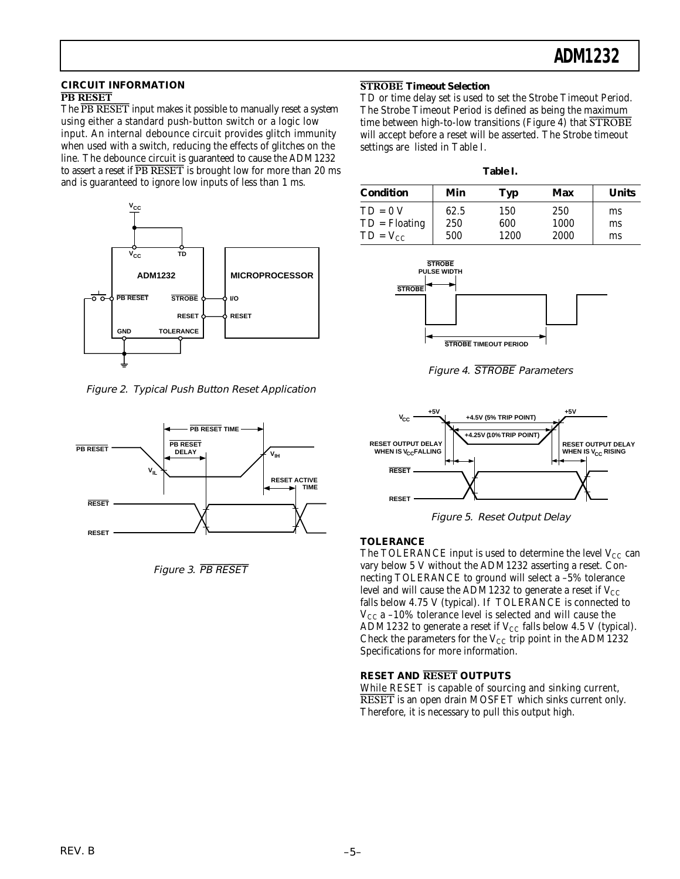## CIRCUIT INFORMATION

### $\overline{\text{PB RESET}}$

The $\overline{\text{PB RESET}}$ input makes it possible to manually reset a system using either a standard push-button switch or a logic low input. An internal debounce circuit provides glitch immunity when used with a switch, reducing the effects of glitches on the line. The debounce circuit is guaranteed to cause the ADM1232 to assert a reset if $\overline{\text{PB RESET}}$ is brought low for more than 20 ms and is guaranteed to ignore low inputs of less than 1 ms.

Figure 2. Typical Push Button Reset Application

Figure 3. $\overline{\text{PB RESET}}$

### $\overline{\text{STROBE}}$ Timeout Selection

TD or time delay set is used to set the Strobe Timeout Period. The Strobe Timeout Period is defined as being the maximum time between high-to-low transitions (Figure 4) that $\overline{\text{STROBE}}$ will accept before a reset will be asserted. The Strobe timeout settings are listed in Table I.

**Table I.**

| Condition | Min | Typ | Max | Units |
|---|---|---|---|---|
| TD = 0 V | 62.5 | 150 | 250 | ms |
| TD = Floating | 250 | 600 | 1000 | ms |
| TD = $V_{CC}$ | 500 | 1200 | 2000 | ms |

Figure 4. $\overline{\text{STROBE}}$ Parameters

Figure 5. Reset Output Delay

### TOLERANCE

The TOLERANCE input is used to determine the level $V_{CC}$ can vary below 5 V without the ADM1232 asserting a reset. Connecting TOLERANCE to ground will select a –5% tolerance level and will cause the ADM1232 to generate a reset if $V_{CC}$ falls below 4.75 V (typical). If TOLERANCE is connected to $V_{CC}$ a –10% tolerance level is selected and will cause the ADM1232 to generate a reset if $V_{CC}$ falls below 4.5 V (typical). Check the parameters for the $V_{CC}$ trip point in the ADM1232 Specifications for more information.

### RESET AND $\overline{\text{RESET}}$ OUTPUTS

While RESET is capable of sourcing and sinking current, $\overline{\text{RESET}}$ is an open drain MOSFET which sinks current only. Therefore, it is necessary to pull this output high.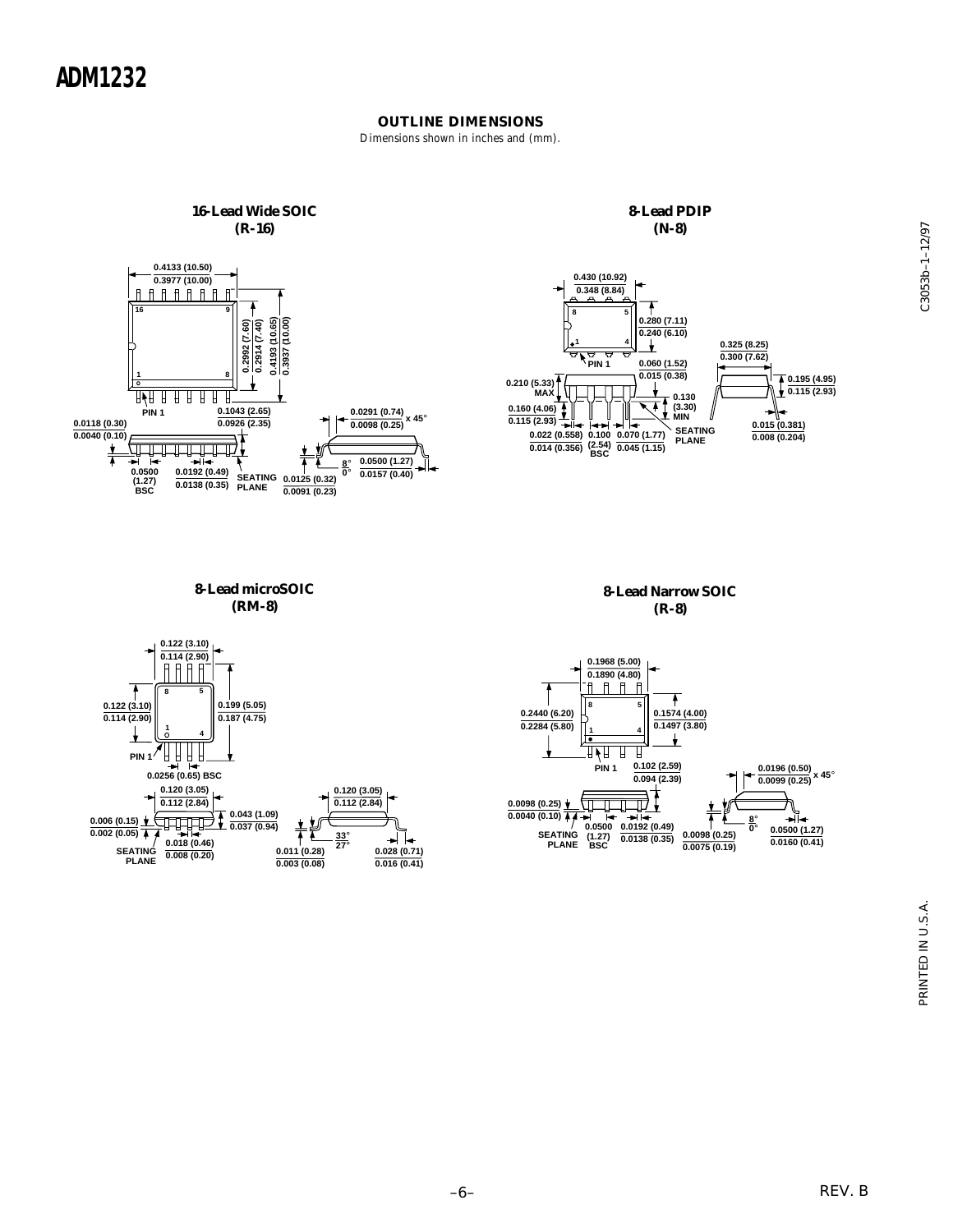## OUTLINE DIMENSIONS

*Dimensions shown in inches and (mm).*

### 16-Lead Wide SOIC (R-16)

0.4133 (10.50)
0.3977 (10.00)
16
9
1
8
0.2992 (7.60)
0.2914 (7.40)
0.4193 (10.65)
0.3937 (10.00)
PIN 1
0.1043 (2.65)
0.0926 (2.35)
0.0118 (0.30)
0.0040 (0.10)
0.0291 (0.74)
0.0098 (0.25)
x 45°
0.0500 (1.27) BSC
0.0192 (0.49)
0.0138 (0.35)
SEATING PLANE
8°
0°
0.0500 (1.27)
0.0157 (0.40)
0.0125 (0.32)
0.0091 (0.23)

### 8-Lead PDIP (N-8)

0.430 (10.92)
0.348 (8.84)
8
5
1
4
0.280 (7.11)
0.240 (6.10)
PIN 1
0.325 (8.25)
0.300 (7.62)
0.060 (1.52)
0.015 (0.38)
0.210 (5.33) MAX
0.195 (4.95)
0.115 (2.93)
0.130 (3.30) MIN
0.160 (4.06)
0.115 (2.93)
0.022 (0.558)
0.014 (0.356)
0.100 (2.54) BSC
0.070 (1.77)
0.045 (1.15)
SEATING PLANE
0.015 (0.381)
0.008 (0.204)

### 8-Lead microSOIC (RM-8)

0.122 (3.10)
0.114 (2.90)
8
5
1
4
0.122 (3.10)
0.114 (2.90)
0.199 (5.05)
0.187 (4.75)
PIN 1
0.0256 (0.65) BSC
0.120 (3.05)
0.112 (2.84)
0.120 (3.05)
0.112 (2.84)
0.043 (1.09)
0.037 (0.94)
0.006 (0.15)
0.002 (0.05)
0.018 (0.46)
0.008 (0.20)
SEATING PLANE
33°
27°
0.011 (0.28)
0.003 (0.08)
0.028 (0.71)
0.016 (0.41)

### 8-Lead Narrow SOIC (R-8)

0.1968 (5.00)
0.1890 (4.80)
8
5
1
4
0.2440 (6.20)
0.2284 (5.80)
0.1574 (4.00)
0.1497 (3.80)
PIN 1
0.102 (2.59)
0.094 (2.39)
0.0196 (0.50)
0.0099 (0.25)
x 45°
0.0098 (0.25)
0.0040 (0.10)
SEATING PLANE
0.0500 (1.27) BSC
0.0192 (0.49)
0.0138 (0.35)
0.0098 (0.25)
0.0075 (0.19)
8°
0°
0.0500 (1.27)
0.0160 (0.41)

C3053b–1–12/97

PRINTED IN U.S.A.